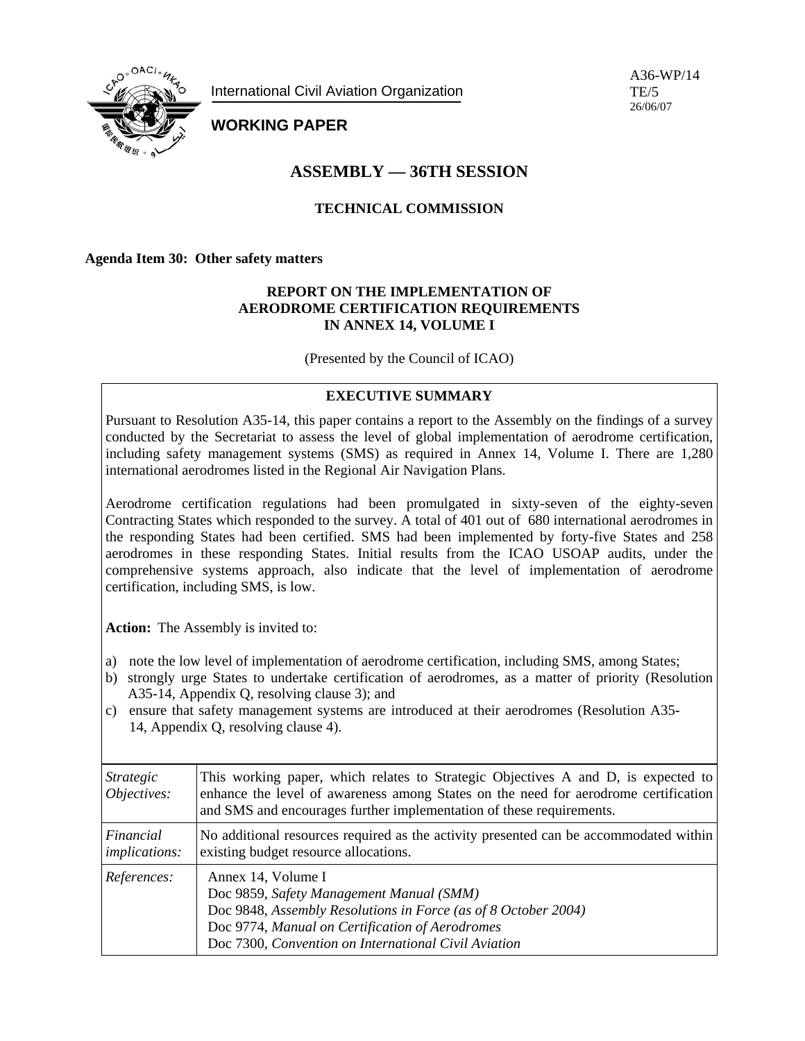International Civil Aviation Organization

**WORKING PAPER**

A36-WP/14
TE/5
26/06/07

# ASSEMBLY — 36TH SESSION

## TECHNICAL COMMISSION

**Agenda Item 30: Other safety matters**

### REPORT ON THE IMPLEMENTATION OF AERODROME CERTIFICATION REQUIREMENTS IN ANNEX 14, VOLUME I

(Presented by the Council of ICAO)

**EXECUTIVE SUMMARY**

Pursuant to Resolution A35-14, this paper contains a report to the Assembly on the findings of a survey conducted by the Secretariat to assess the level of global implementation of aerodrome certification, including safety management systems (SMS) as required in Annex 14, Volume I. There are 1,280 international aerodromes listed in the Regional Air Navigation Plans.

Aerodrome certification regulations had been promulgated in sixty-seven of the eighty-seven Contracting States which responded to the survey. A total of 401 out of 680 international aerodromes in the responding States had been certified. SMS had been implemented by forty-five States and 258 aerodromes in these responding States. Initial results from the ICAO USOAP audits, under the comprehensive systems approach, also indicate that the level of implementation of aerodrome certification, including SMS, is low.

**Action:** The Assembly is invited to:

a) note the low level of implementation of aerodrome certification, including SMS, among States;
b) strongly urge States to undertake certification of aerodromes, as a matter of priority (Resolution A35-14, Appendix Q, resolving clause 3); and
c) ensure that safety management systems are introduced at their aerodromes (Resolution A35-14, Appendix Q, resolving clause 4).

| | |
|---|---|
| *Strategic Objectives:* | This working paper, which relates to Strategic Objectives A and D, is expected to enhance the level of awareness among States on the need for aerodrome certification and SMS and encourages further implementation of these requirements. |
| *Financial implications:* | No additional resources required as the activity presented can be accommodated within existing budget resource allocations. |
| *References:* | Annex 14, Volume I<br>Doc 9859, *Safety Management Manual (SMM)*<br>Doc 9848, *Assembly Resolutions in Force (as of 8 October 2004)*<br>Doc 9774, *Manual on Certification of Aerodromes*<br>Doc 7300, *Convention on International Civil Aviation* |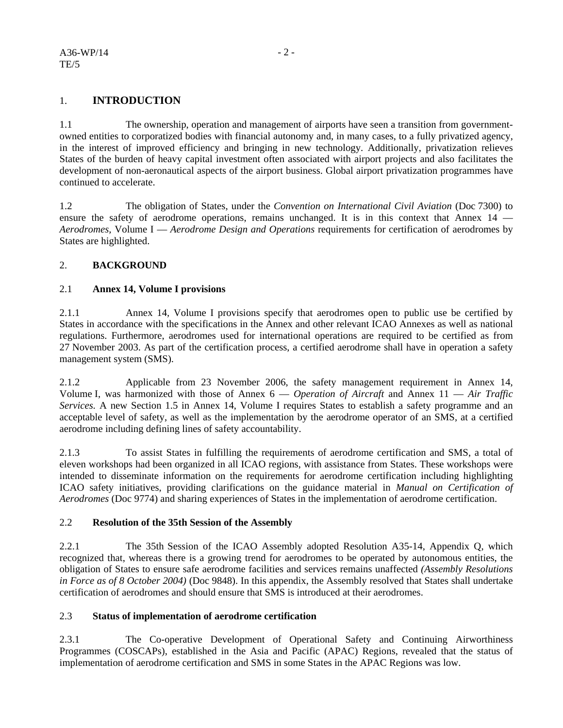## 1. **INTRODUCTION**

1.1 The ownership, operation and management of airports have seen a transition from government-owned entities to corporatized bodies with financial autonomy and, in many cases, to a fully privatized agency, in the interest of improved efficiency and bringing in new technology. Additionally, privatization relieves States of the burden of heavy capital investment often associated with airport projects and also facilitates the development of non-aeronautical aspects of the airport business. Global airport privatization programmes have continued to accelerate.

1.2 The obligation of States, under the *Convention on International Civil Aviation* (Doc 7300) to ensure the safety of aerodrome operations, remains unchanged. It is in this context that Annex 14 — *Aerodromes,* Volume I — *Aerodrome Design and Operations* requirements for certification of aerodromes by States are highlighted.

## 2. **BACKGROUND**

### 2.1 **Annex 14, Volume I provisions**

2.1.1 Annex 14, Volume I provisions specify that aerodromes open to public use be certified by States in accordance with the specifications in the Annex and other relevant ICAO Annexes as well as national regulations. Furthermore, aerodromes used for international operations are required to be certified as from 27 November 2003. As part of the certification process, a certified aerodrome shall have in operation a safety management system (SMS).

2.1.2 Applicable from 23 November 2006, the safety management requirement in Annex 14, Volume I, was harmonized with those of Annex 6 — *Operation of Aircraft* and Annex 11 — *Air Traffic Services.* A new Section 1.5 in Annex 14, Volume I requires States to establish a safety programme and an acceptable level of safety, as well as the implementation by the aerodrome operator of an SMS, at a certified aerodrome including defining lines of safety accountability.

2.1.3 To assist States in fulfilling the requirements of aerodrome certification and SMS, a total of eleven workshops had been organized in all ICAO regions, with assistance from States. These workshops were intended to disseminate information on the requirements for aerodrome certification including highlighting ICAO safety initiatives, providing clarifications on the guidance material in *Manual on Certification of Aerodromes* (Doc 9774) and sharing experiences of States in the implementation of aerodrome certification.

### 2.2 **Resolution of the 35th Session of the Assembly**

2.2.1 The 35th Session of the ICAO Assembly adopted Resolution A35-14, Appendix Q, which recognized that, whereas there is a growing trend for aerodromes to be operated by autonomous entities, the obligation of States to ensure safe aerodrome facilities and services remains unaffected *(Assembly Resolutions in Force as of 8 October 2004)* (Doc 9848). In this appendix, the Assembly resolved that States shall undertake certification of aerodromes and should ensure that SMS is introduced at their aerodromes.

### 2.3 **Status of implementation of aerodrome certification**

2.3.1 The Co-operative Development of Operational Safety and Continuing Airworthiness Programmes (COSCAPs), established in the Asia and Pacific (APAC) Regions, revealed that the status of implementation of aerodrome certification and SMS in some States in the APAC Regions was low.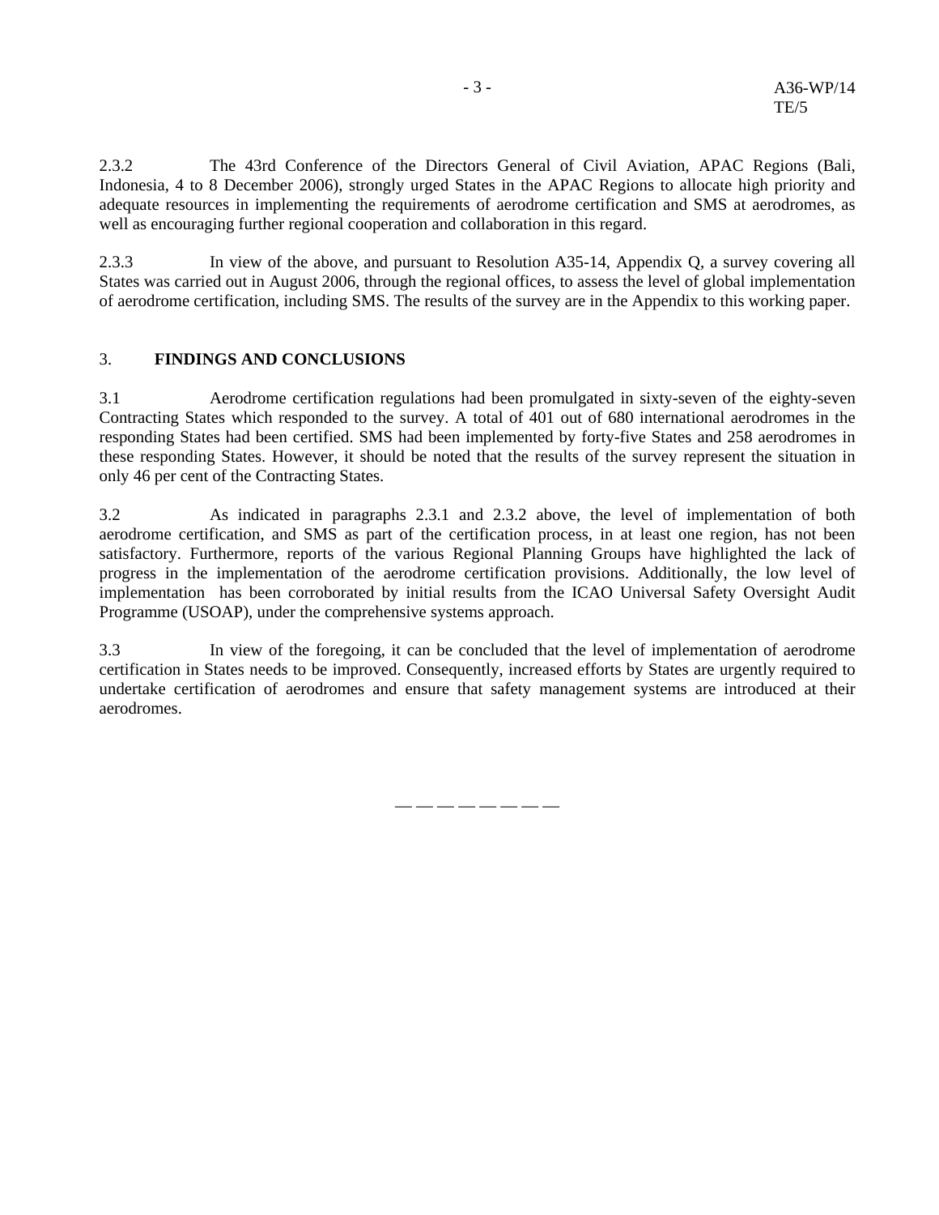2.3.2 The 43rd Conference of the Directors General of Civil Aviation, APAC Regions (Bali, Indonesia, 4 to 8 December 2006), strongly urged States in the APAC Regions to allocate high priority and adequate resources in implementing the requirements of aerodrome certification and SMS at aerodromes, as well as encouraging further regional cooperation and collaboration in this regard.

2.3.3 In view of the above, and pursuant to Resolution A35-14, Appendix Q, a survey covering all States was carried out in August 2006, through the regional offices, to assess the level of global implementation of aerodrome certification, including SMS. The results of the survey are in the Appendix to this working paper.

## 3. FINDINGS AND CONCLUSIONS

3.1 Aerodrome certification regulations had been promulgated in sixty-seven of the eighty-seven Contracting States which responded to the survey. A total of 401 out of 680 international aerodromes in the responding States had been certified. SMS had been implemented by forty-five States and 258 aerodromes in these responding States. However, it should be noted that the results of the survey represent the situation in only 46 per cent of the Contracting States.

3.2 As indicated in paragraphs 2.3.1 and 2.3.2 above, the level of implementation of both aerodrome certification, and SMS as part of the certification process, in at least one region, has not been satisfactory. Furthermore, reports of the various Regional Planning Groups have highlighted the lack of progress in the implementation of the aerodrome certification provisions. Additionally, the low level of implementation has been corroborated by initial results from the ICAO Universal Safety Oversight Audit Programme (USOAP), under the comprehensive systems approach.

3.3 In view of the foregoing, it can be concluded that the level of implementation of aerodrome certification in States needs to be improved. Consequently, increased efforts by States are urgently required to undertake certification of aerodromes and ensure that safety management systems are introduced at their aerodromes.

— — — — — — — —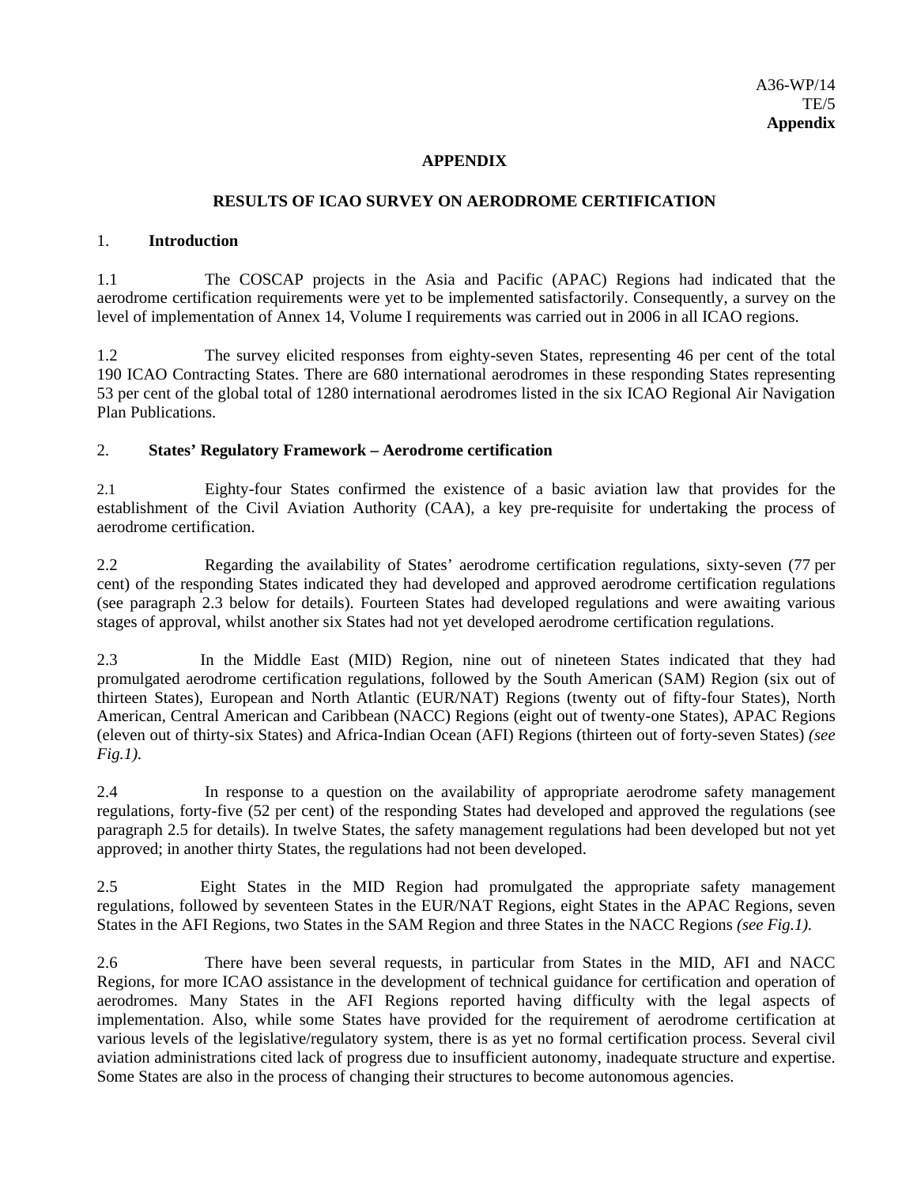A36-WP/14
TE/5
**Appendix**

## APPENDIX

## RESULTS OF ICAO SURVEY ON AERODROME CERTIFICATION

### 1. Introduction

1.1 The COSCAP projects in the Asia and Pacific (APAC) Regions had indicated that the aerodrome certification requirements were yet to be implemented satisfactorily. Consequently, a survey on the level of implementation of Annex 14, Volume I requirements was carried out in 2006 in all ICAO regions.

1.2 The survey elicited responses from eighty-seven States, representing 46 per cent of the total 190 ICAO Contracting States. There are 680 international aerodromes in these responding States representing 53 per cent of the global total of 1280 international aerodromes listed in the six ICAO Regional Air Navigation Plan Publications.

### 2. States' Regulatory Framework – Aerodrome certification

2.1 Eighty-four States confirmed the existence of a basic aviation law that provides for the establishment of the Civil Aviation Authority (CAA), a key pre-requisite for undertaking the process of aerodrome certification.

2.2 Regarding the availability of States' aerodrome certification regulations, sixty-seven (77 per cent) of the responding States indicated they had developed and approved aerodrome certification regulations (see paragraph 2.3 below for details). Fourteen States had developed regulations and were awaiting various stages of approval, whilst another six States had not yet developed aerodrome certification regulations.

2.3 In the Middle East (MID) Region, nine out of nineteen States indicated that they had promulgated aerodrome certification regulations, followed by the South American (SAM) Region (six out of thirteen States), European and North Atlantic (EUR/NAT) Regions (twenty out of fifty-four States), North American, Central American and Caribbean (NACC) Regions (eight out of twenty-one States), APAC Regions (eleven out of thirty-six States) and Africa-Indian Ocean (AFI) Regions (thirteen out of forty-seven States) *(see Fig.1).*

2.4 In response to a question on the availability of appropriate aerodrome safety management regulations, forty-five (52 per cent) of the responding States had developed and approved the regulations (see paragraph 2.5 for details). In twelve States, the safety management regulations had been developed but not yet approved; in another thirty States, the regulations had not been developed.

2.5 Eight States in the MID Region had promulgated the appropriate safety management regulations, followed by seventeen States in the EUR/NAT Regions, eight States in the APAC Regions, seven States in the AFI Regions, two States in the SAM Region and three States in the NACC Regions *(see Fig.1).*

2.6 There have been several requests, in particular from States in the MID, AFI and NACC Regions, for more ICAO assistance in the development of technical guidance for certification and operation of aerodromes. Many States in the AFI Regions reported having difficulty with the legal aspects of implementation. Also, while some States have provided for the requirement of aerodrome certification at various levels of the legislative/regulatory system, there is as yet no formal certification process. Several civil aviation administrations cited lack of progress due to insufficient autonomy, inadequate structure and expertise. Some States are also in the process of changing their structures to become autonomous agencies.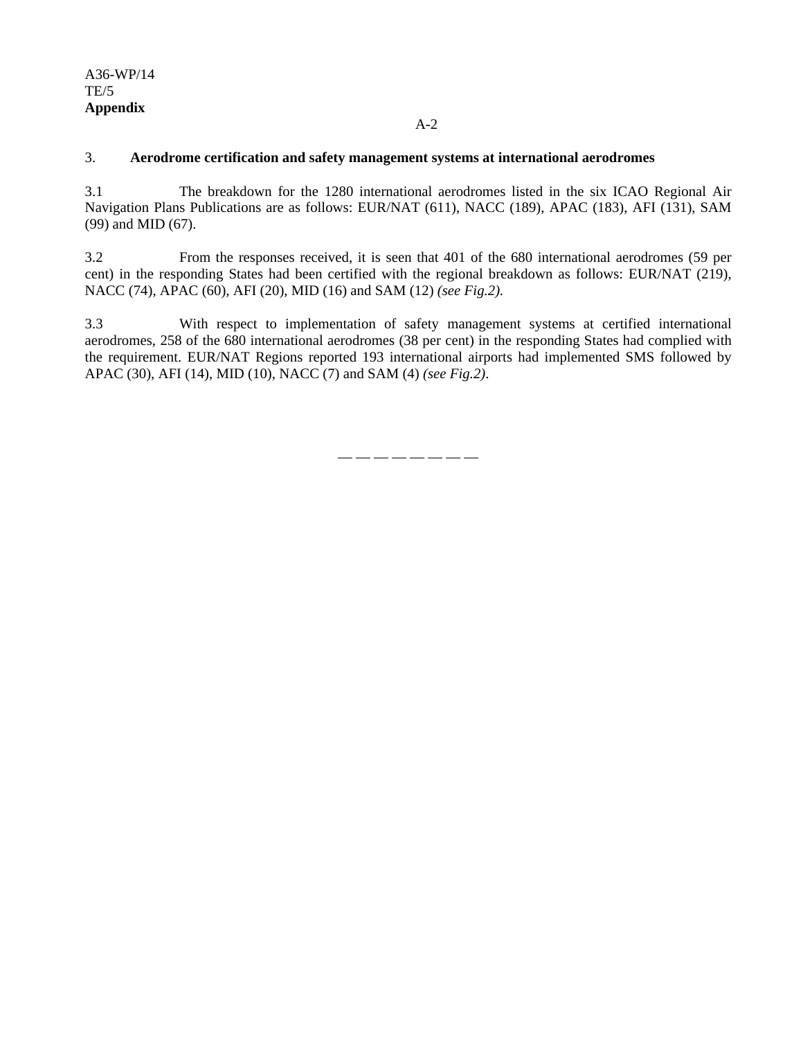## 3. Aerodrome certification and safety management systems at international aerodromes

3.1 The breakdown for the 1280 international aerodromes listed in the six ICAO Regional Air Navigation Plans Publications are as follows: EUR/NAT (611), NACC (189), APAC (183), AFI (131), SAM (99) and MID (67).

3.2 From the responses received, it is seen that 401 of the 680 international aerodromes (59 per cent) in the responding States had been certified with the regional breakdown as follows: EUR/NAT (219), NACC (74), APAC (60), AFI (20), MID (16) and SAM (12) *(see Fig.2)*.

3.3 With respect to implementation of safety management systems at certified international aerodromes, 258 of the 680 international aerodromes (38 per cent) in the responding States had complied with the requirement. EUR/NAT Regions reported 193 international airports had implemented SMS followed by APAC (30), AFI (14), MID (10), NACC (7) and SAM (4) *(see Fig.2)*.

— — — — — — — —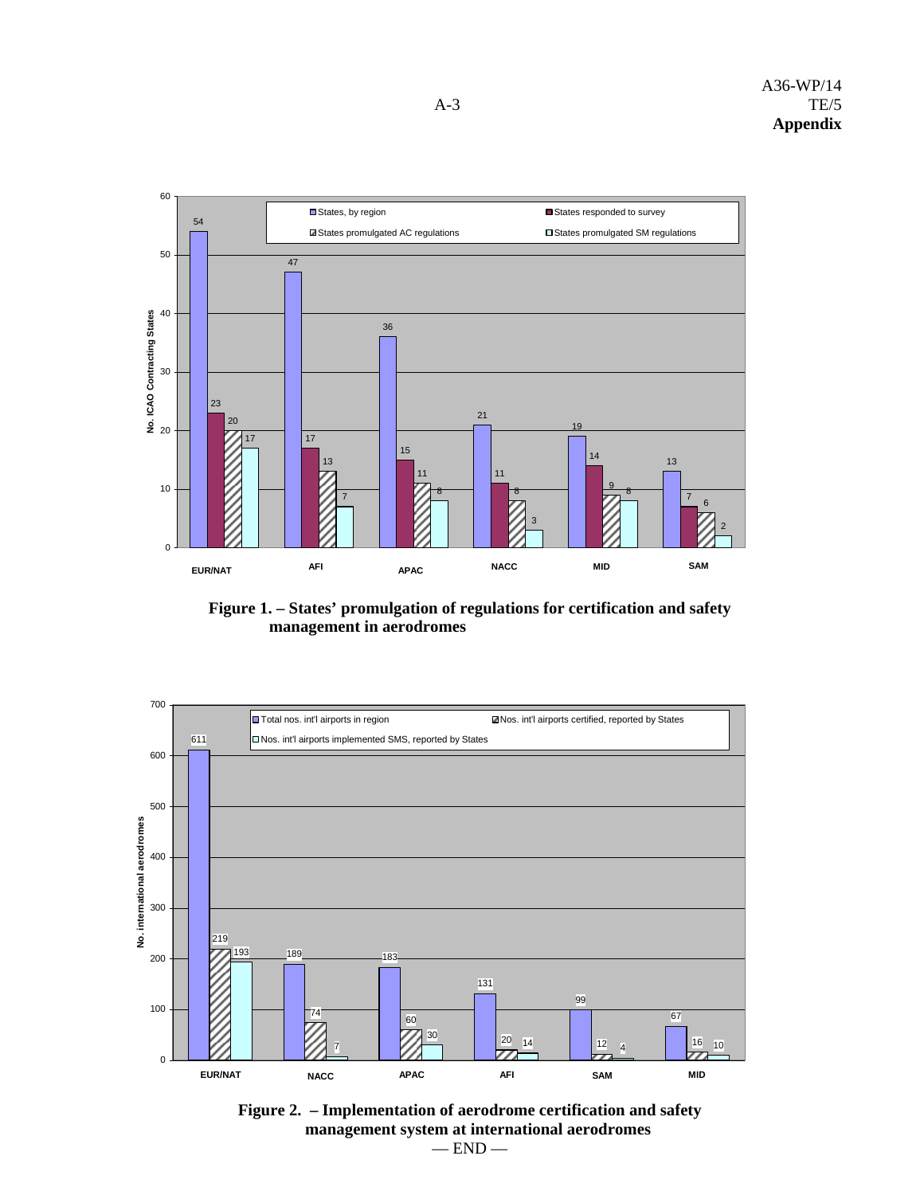60

50

40

30

20

10

0

No. ICAO Contracting States

States, by region

States responded to survey

States promulgated AC regulations

States promulgated SM regulations

54 23 20 17

47 17 13 7

36 15 11 8

21 11 8 3

19 14 9 8

13 7 6 2

EUR/NAT

AFI

APAC

NACC

MID

SAM

**Figure 1. – States' promulgation of regulations for certification and safety management in aerodromes**

700

600

500

400

300

200

100

0

No. international aerodromes

Total nos. int'l airports in region

Nos. int'l airports certified, reported by States

Nos. int'l airports implemented SMS, reported by States

611 219 193

189 74 7

183 60 30

131 20 14

99 12 4

67 16 10

EUR/NAT

NACC

APAC

AFI

SAM

MID

**Figure 2. – Implementation of aerodrome certification and safety management system at international aerodromes**

— END —